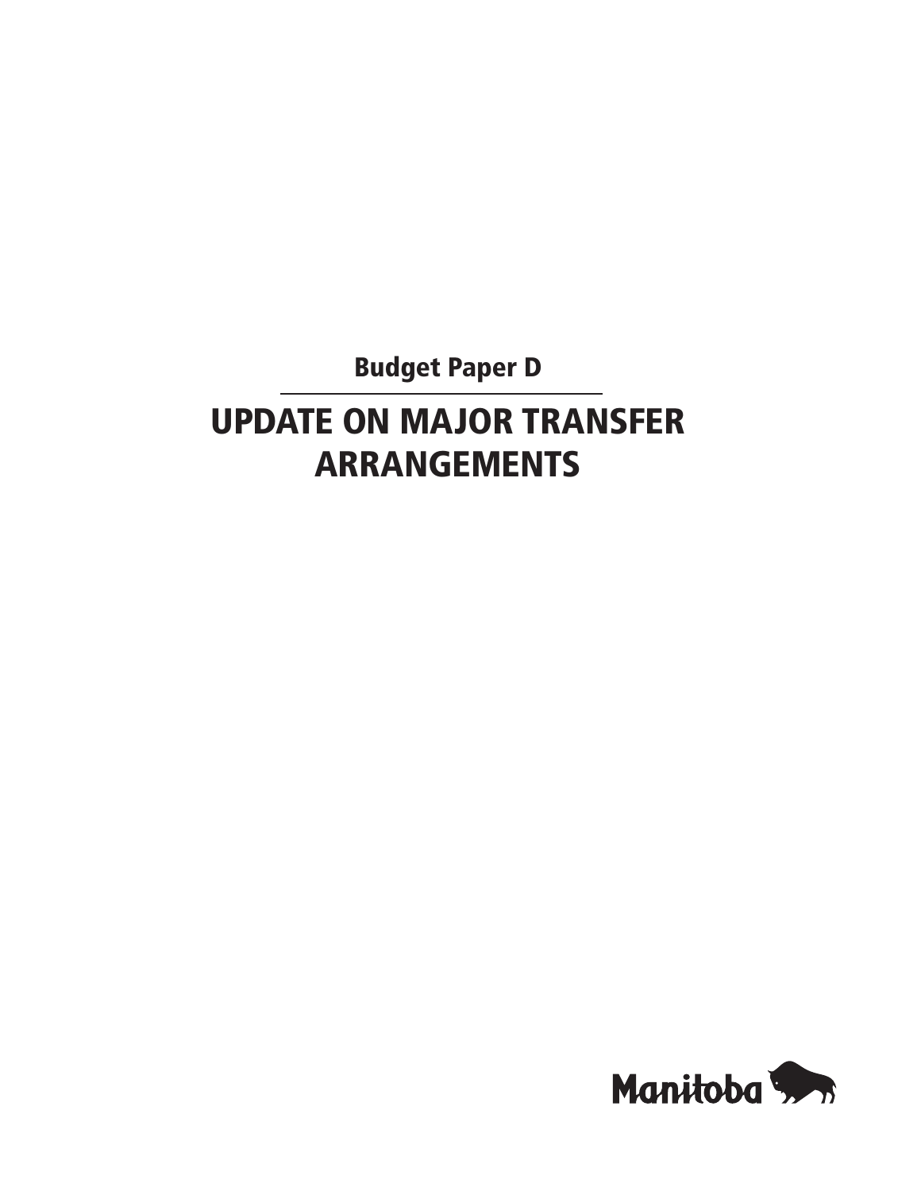## Budget Paper D

# UPDATE ON MAJOR TRANSFER ARRANGEMENTS

Manitoba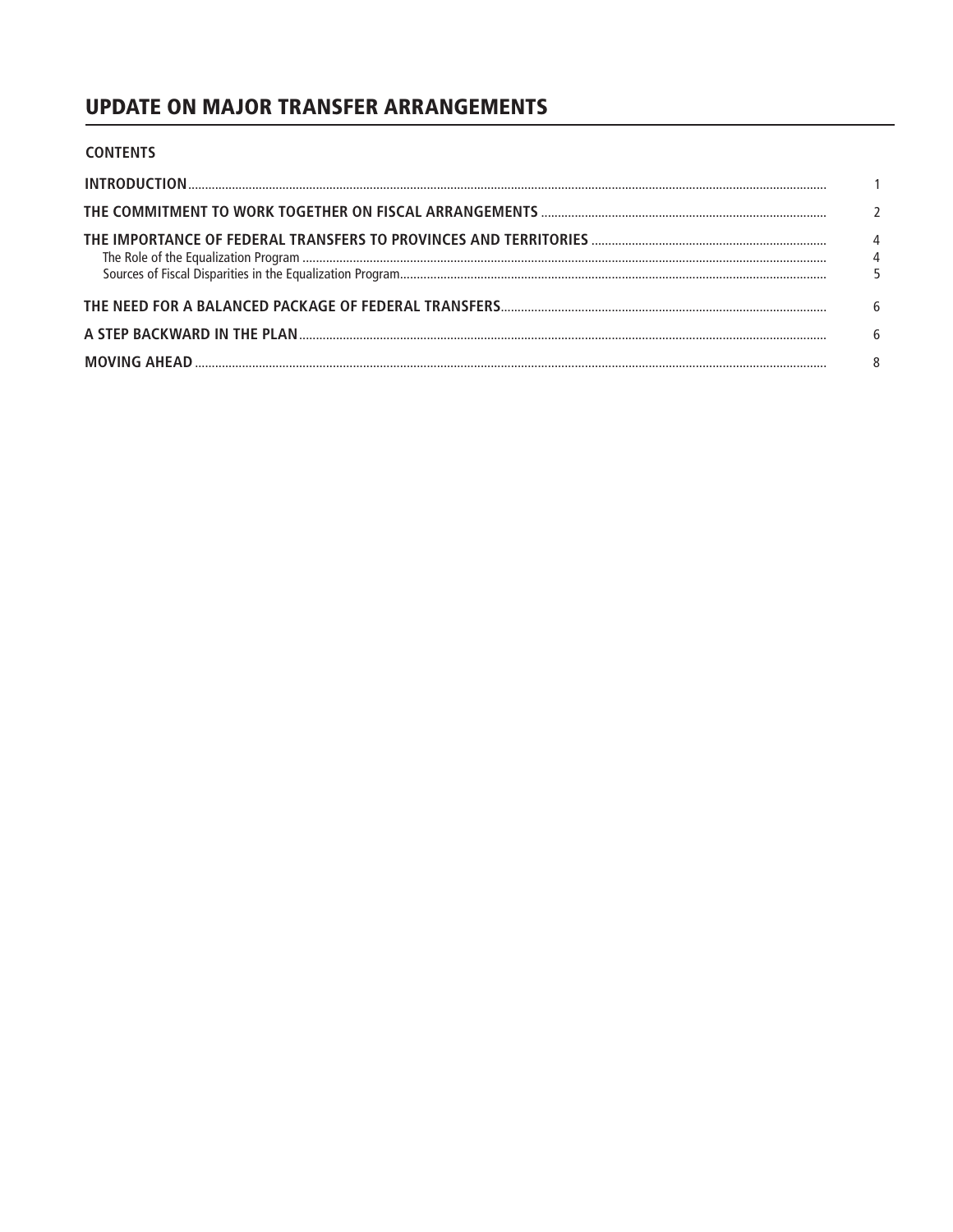# UPDATE ON MAJOR TRANSFER ARRANGEMENTS

## CONTENTS

| | |
|---|---|
| **INTRODUCTION** | 1 |
| **THE COMMITMENT TO WORK TOGETHER ON FISCAL ARRANGEMENTS** | 2 |
| **THE IMPORTANCE OF FEDERAL TRANSFERS TO PROVINCES AND TERRITORIES** | 4 |
| The Role of the Equalization Program | 4 |
| Sources of Fiscal Disparities in the Equalization Program | 5 |
| **THE NEED FOR A BALANCED PACKAGE OF FEDERAL TRANSFERS** | 6 |
| **A STEP BACKWARD IN THE PLAN** | 6 |
| **MOVING AHEAD** | 8 |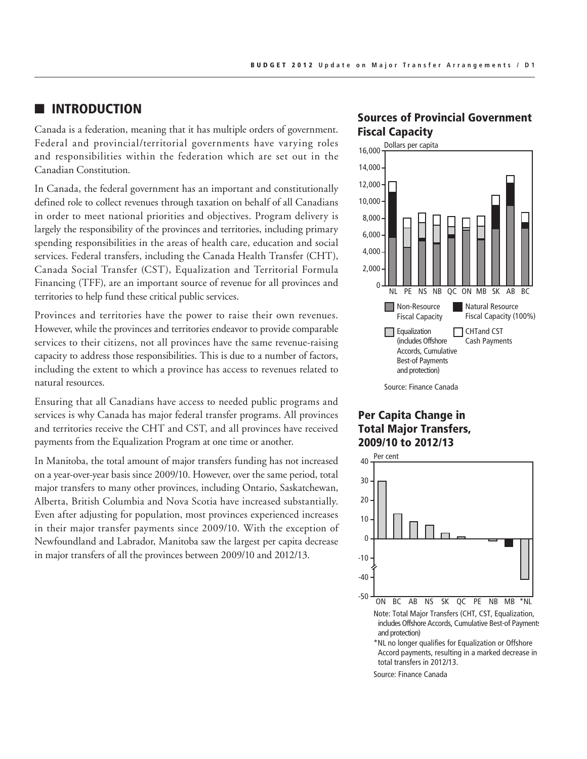## INTRODUCTION

Canada is a federation, meaning that it has multiple orders of government. Federal and provincial/territorial governments have varying roles and responsibilities within the federation which are set out in the Canadian Constitution.

In Canada, the federal government has an important and constitutionally defined role to collect revenues through taxation on behalf of all Canadians in order to meet national priorities and objectives. Program delivery is largely the responsibility of the provinces and territories, including primary spending responsibilities in the areas of health care, education and social services. Federal transfers, including the Canada Health Transfer (CHT), Canada Social Transfer (CST), Equalization and Territorial Formula Financing (TFF), are an important source of revenue for all provinces and territories to help fund these critical public services.

Provinces and territories have the power to raise their own revenues. However, while the provinces and territories endeavor to provide comparable services to their citizens, not all provinces have the same revenue-raising capacity to address those responsibilities. This is due to a number of factors, including the extent to which a province has access to revenues related to natural resources.

Ensuring that all Canadians have access to needed public programs and services is why Canada has major federal transfer programs. All provinces and territories receive the CHT and CST, and all provinces have received payments from the Equalization Program at one time or another.

In Manitoba, the total amount of major transfers funding has not increased on a year-over-year basis since 2009/10. However, over the same period, total major transfers to many other provinces, including Ontario, Saskatchewan, Alberta, British Columbia and Nova Scotia have increased substantially. Even after adjusting for population, most provinces experienced increases in their major transfer payments since 2009/10. With the exception of Newfoundland and Labrador, Manitoba saw the largest per capita decrease in major transfers of all the provinces between 2009/10 and 2012/13.

### Sources of Provincial Government Fiscal Capacity

Dollars per capita

Legend: Non-Resource Fiscal Capacity; Natural Resource Fiscal Capacity (100%); Equalization (includes Offshore Accords, Cumulative Best-of Payments and protection); CHTand CST Cash Payments

Provinces: NL, PE, NS, NB, QC, ON, MB, SK, AB, BC

Source: Finance Canada

### Per Capita Change in Total Major Transfers, 2009/10 to 2012/13

Per cent

Provinces: ON, BC, AB, NS, SK, QC, PE, NB, MB, *NL

Note: Total Major Transfers (CHT, CST, Equalization, includes Offshore Accords, Cumulative Best-of Payments and protection)

*NL no longer qualifies for Equalization or Offshore Accord payments, resulting in a marked decrease in total transfers in 2012/13.

Source: Finance Canada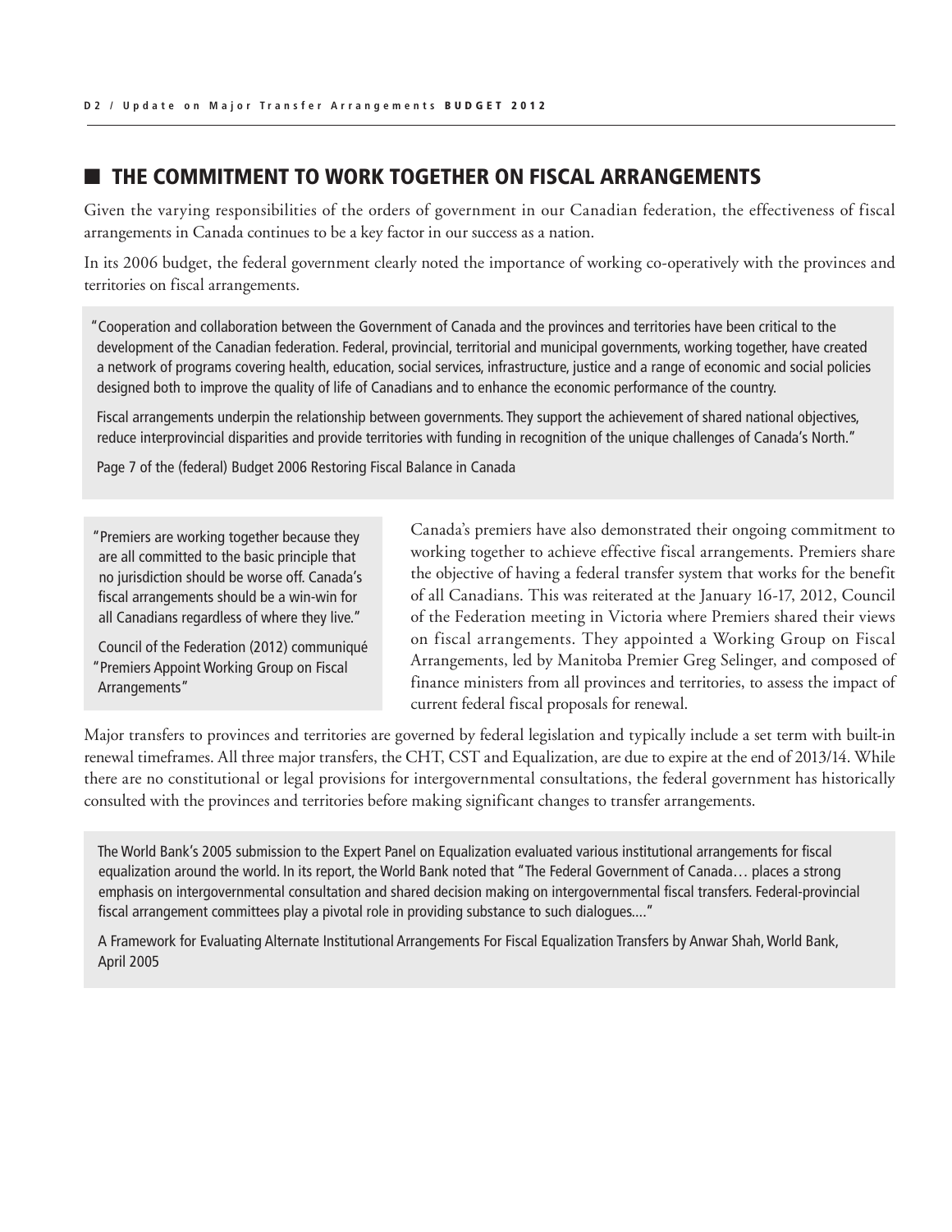## THE COMMITMENT TO WORK TOGETHER ON FISCAL ARRANGEMENTS

Given the varying responsibilities of the orders of government in our Canadian federation, the effectiveness of fiscal arrangements in Canada continues to be a key factor in our success as a nation.

In its 2006 budget, the federal government clearly noted the importance of working co-operatively with the provinces and territories on fiscal arrangements.

> "Cooperation and collaboration between the Government of Canada and the provinces and territories have been critical to the development of the Canadian federation. Federal, provincial, territorial and municipal governments, working together, have created a network of programs covering health, education, social services, infrastructure, justice and a range of economic and social policies designed both to improve the quality of life of Canadians and to enhance the economic performance of the country.
>
> Fiscal arrangements underpin the relationship between governments. They support the achievement of shared national objectives, reduce interprovincial disparities and provide territories with funding in recognition of the unique challenges of Canada's North."
>
> Page 7 of the (federal) Budget 2006 Restoring Fiscal Balance in Canada

> "Premiers are working together because they are all committed to the basic principle that no jurisdiction should be worse off. Canada's fiscal arrangements should be a win-win for all Canadians regardless of where they live."
>
> Council of the Federation (2012) communiqué "Premiers Appoint Working Group on Fiscal Arrangements"

Canada's premiers have also demonstrated their ongoing commitment to working together to achieve effective fiscal arrangements. Premiers share the objective of having a federal transfer system that works for the benefit of all Canadians. This was reiterated at the January 16-17, 2012, Council of the Federation meeting in Victoria where Premiers shared their views on fiscal arrangements. They appointed a Working Group on Fiscal Arrangements, led by Manitoba Premier Greg Selinger, and composed of finance ministers from all provinces and territories, to assess the impact of current federal fiscal proposals for renewal.

Major transfers to provinces and territories are governed by federal legislation and typically include a set term with built-in renewal timeframes. All three major transfers, the CHT, CST and Equalization, are due to expire at the end of 2013/14. While there are no constitutional or legal provisions for intergovernmental consultations, the federal government has historically consulted with the provinces and territories before making significant changes to transfer arrangements.

> The World Bank's 2005 submission to the Expert Panel on Equalization evaluated various institutional arrangements for fiscal equalization around the world. In its report, the World Bank noted that "The Federal Government of Canada… places a strong emphasis on intergovernmental consultation and shared decision making on intergovernmental fiscal transfers. Federal-provincial fiscal arrangement committees play a pivotal role in providing substance to such dialogues…."
>
> A Framework for Evaluating Alternate Institutional Arrangements For Fiscal Equalization Transfers by Anwar Shah, World Bank, April 2005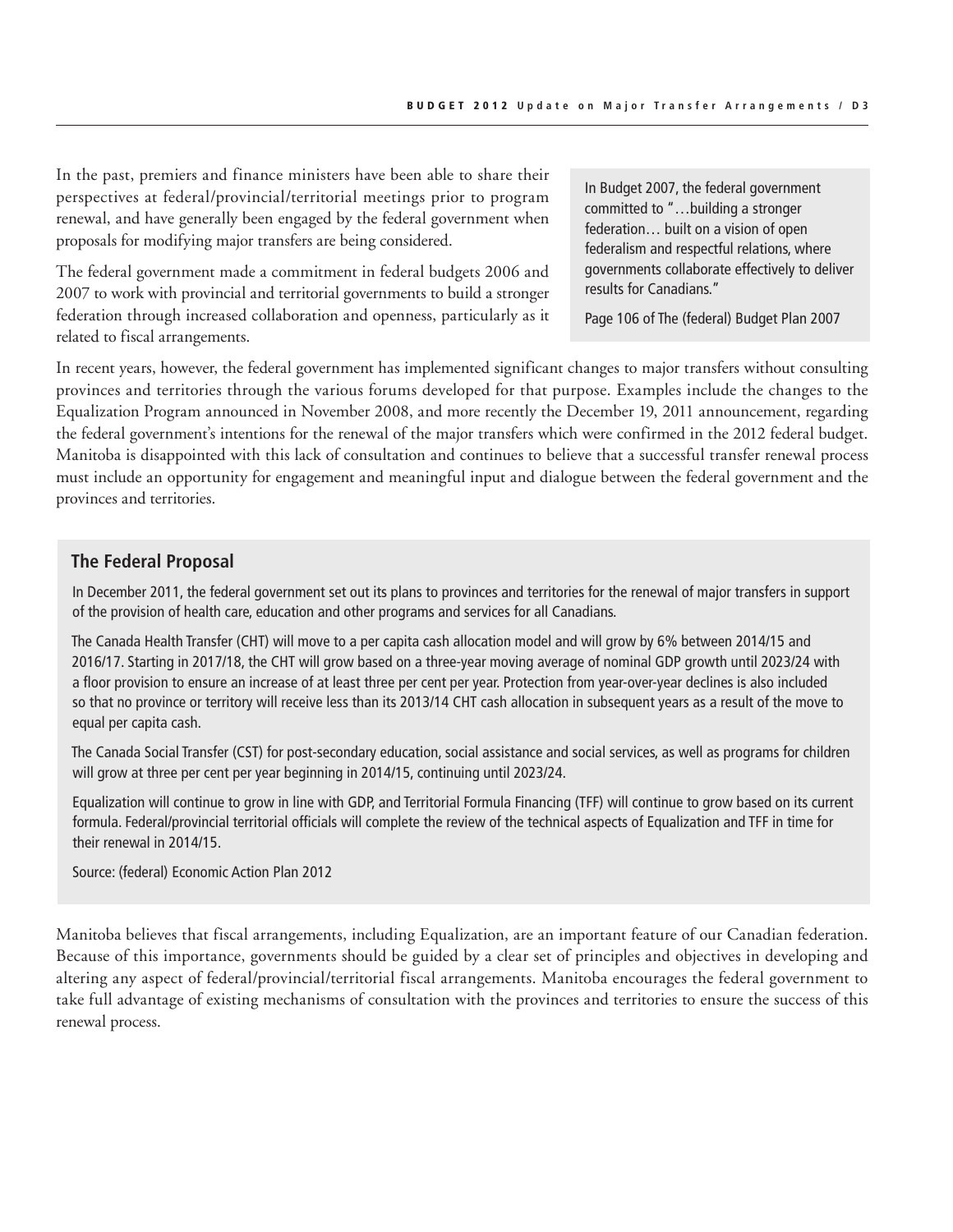In the past, premiers and finance ministers have been able to share their perspectives at federal/provincial/territorial meetings prior to program renewal, and have generally been engaged by the federal government when proposals for modifying major transfers are being considered.

The federal government made a commitment in federal budgets 2006 and 2007 to work with provincial and territorial governments to build a stronger federation through increased collaboration and openness, particularly as it related to fiscal arrangements.

> In Budget 2007, the federal government committed to "…building a stronger federation… built on a vision of open federalism and respectful relations, where governments collaborate effectively to deliver results for Canadians."
>
> Page 106 of The (federal) Budget Plan 2007

In recent years, however, the federal government has implemented significant changes to major transfers without consulting provinces and territories through the various forums developed for that purpose. Examples include the changes to the Equalization Program announced in November 2008, and more recently the December 19, 2011 announcement, regarding the federal government's intentions for the renewal of the major transfers which were confirmed in the 2012 federal budget. Manitoba is disappointed with this lack of consultation and continues to believe that a successful transfer renewal process must include an opportunity for engagement and meaningful input and dialogue between the federal government and the provinces and territories.

## The Federal Proposal

In December 2011, the federal government set out its plans to provinces and territories for the renewal of major transfers in support of the provision of health care, education and other programs and services for all Canadians.

The Canada Health Transfer (CHT) will move to a per capita cash allocation model and will grow by 6% between 2014/15 and 2016/17. Starting in 2017/18, the CHT will grow based on a three-year moving average of nominal GDP growth until 2023/24 with a floor provision to ensure an increase of at least three per cent per year. Protection from year-over-year declines is also included so that no province or territory will receive less than its 2013/14 CHT cash allocation in subsequent years as a result of the move to equal per capita cash.

The Canada Social Transfer (CST) for post-secondary education, social assistance and social services, as well as programs for children will grow at three per cent per year beginning in 2014/15, continuing until 2023/24.

Equalization will continue to grow in line with GDP, and Territorial Formula Financing (TFF) will continue to grow based on its current formula. Federal/provincial territorial officials will complete the review of the technical aspects of Equalization and TFF in time for their renewal in 2014/15.

Source: (federal) Economic Action Plan 2012

Manitoba believes that fiscal arrangements, including Equalization, are an important feature of our Canadian federation. Because of this importance, governments should be guided by a clear set of principles and objectives in developing and altering any aspect of federal/provincial/territorial fiscal arrangements. Manitoba encourages the federal government to take full advantage of existing mechanisms of consultation with the provinces and territories to ensure the success of this renewal process.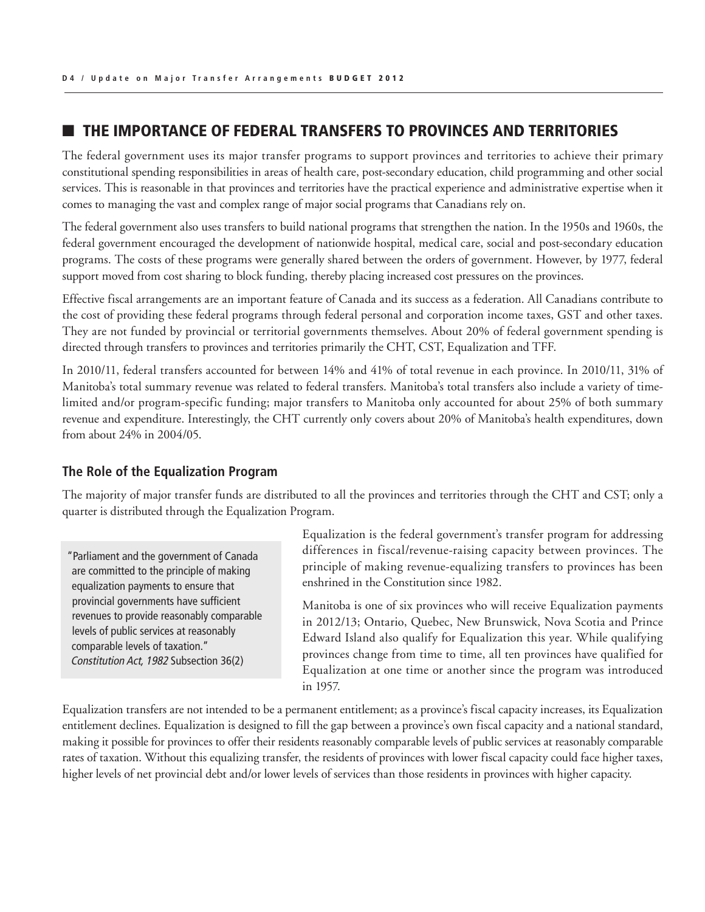## THE IMPORTANCE OF FEDERAL TRANSFERS TO PROVINCES AND TERRITORIES

The federal government uses its major transfer programs to support provinces and territories to achieve their primary constitutional spending responsibilities in areas of health care, post-secondary education, child programming and other social services. This is reasonable in that provinces and territories have the practical experience and administrative expertise when it comes to managing the vast and complex range of major social programs that Canadians rely on.

The federal government also uses transfers to build national programs that strengthen the nation. In the 1950s and 1960s, the federal government encouraged the development of nationwide hospital, medical care, social and post-secondary education programs. The costs of these programs were generally shared between the orders of government. However, by 1977, federal support moved from cost sharing to block funding, thereby placing increased cost pressures on the provinces.

Effective fiscal arrangements are an important feature of Canada and its success as a federation. All Canadians contribute to the cost of providing these federal programs through federal personal and corporation income taxes, GST and other taxes. They are not funded by provincial or territorial governments themselves. About 20% of federal government spending is directed through transfers to provinces and territories primarily the CHT, CST, Equalization and TFF.

In 2010/11, federal transfers accounted for between 14% and 41% of total revenue in each province. In 2010/11, 31% of Manitoba's total summary revenue was related to federal transfers. Manitoba's total transfers also include a variety of time-limited and/or program-specific funding; major transfers to Manitoba only accounted for about 25% of both summary revenue and expenditure. Interestingly, the CHT currently only covers about 20% of Manitoba's health expenditures, down from about 24% in 2004/05.

### The Role of the Equalization Program

The majority of major transfer funds are distributed to all the provinces and territories through the CHT and CST; only a quarter is distributed through the Equalization Program.

> "Parliament and the government of Canada are committed to the principle of making equalization payments to ensure that provincial governments have sufficient revenues to provide reasonably comparable levels of public services at reasonably comparable levels of taxation."
> *Constitution Act, 1982* Subsection 36(2)

Equalization is the federal government's transfer program for addressing differences in fiscal/revenue-raising capacity between provinces. The principle of making revenue-equalizing transfers to provinces has been enshrined in the Constitution since 1982.

Manitoba is one of six provinces who will receive Equalization payments in 2012/13; Ontario, Quebec, New Brunswick, Nova Scotia and Prince Edward Island also qualify for Equalization this year. While qualifying provinces change from time to time, all ten provinces have qualified for Equalization at one time or another since the program was introduced in 1957.

Equalization transfers are not intended to be a permanent entitlement; as a province's fiscal capacity increases, its Equalization entitlement declines. Equalization is designed to fill the gap between a province's own fiscal capacity and a national standard, making it possible for provinces to offer their residents reasonably comparable levels of public services at reasonably comparable rates of taxation. Without this equalizing transfer, the residents of provinces with lower fiscal capacity could face higher taxes, higher levels of net provincial debt and/or lower levels of services than those residents in provinces with higher capacity.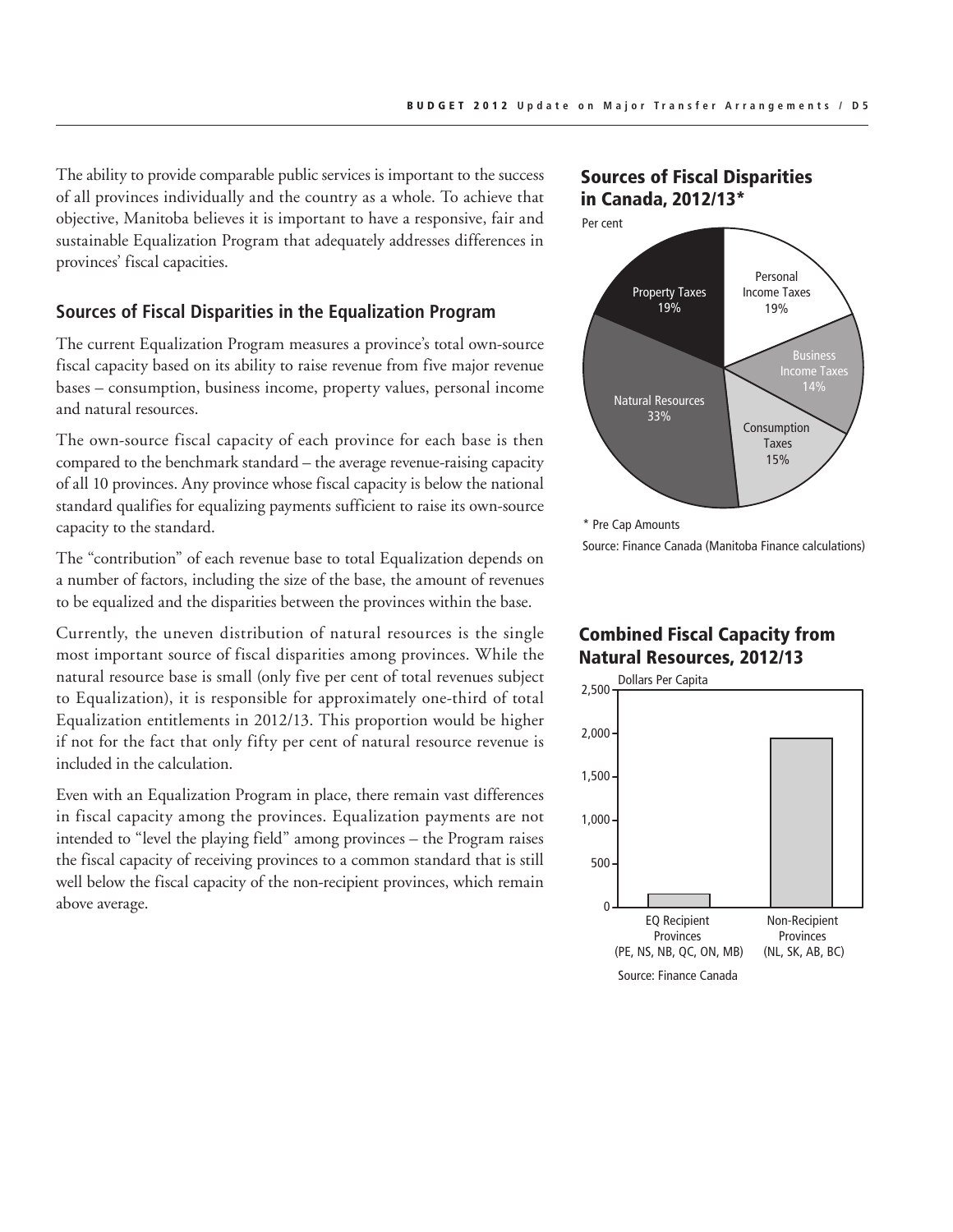The ability to provide comparable public services is important to the success of all provinces individually and the country as a whole. To achieve that objective, Manitoba believes it is important to have a responsive, fair and sustainable Equalization Program that adequately addresses differences in provinces' fiscal capacities.

## Sources of Fiscal Disparities in the Equalization Program

The current Equalization Program measures a province's total own-source fiscal capacity based on its ability to raise revenue from five major revenue bases – consumption, business income, property values, personal income and natural resources.

The own-source fiscal capacity of each province for each base is then compared to the benchmark standard – the average revenue-raising capacity of all 10 provinces. Any province whose fiscal capacity is below the national standard qualifies for equalizing payments sufficient to raise its own-source capacity to the standard.

The "contribution" of each revenue base to total Equalization depends on a number of factors, including the size of the base, the amount of revenues to be equalized and the disparities between the provinces within the base.

Currently, the uneven distribution of natural resources is the single most important source of fiscal disparities among provinces. While the natural resource base is small (only five per cent of total revenues subject to Equalization), it is responsible for approximately one-third of total Equalization entitlements in 2012/13. This proportion would be higher if not for the fact that only fifty per cent of natural resource revenue is included in the calculation.

Even with an Equalization Program in place, there remain vast differences in fiscal capacity among the provinces. Equalization payments are not intended to "level the playing field" among provinces – the Program raises the fiscal capacity of receiving provinces to a common standard that is still well below the fiscal capacity of the non-recipient provinces, which remain above average.

### Sources of Fiscal Disparities in Canada, 2012/13*

Per cent

| Source | Per cent |
|---|---|
| Personal Income Taxes | 19% |
| Business Income Taxes | 14% |
| Consumption Taxes | 15% |
| Natural Resources | 33% |
| Property Taxes | 19% |

\* Pre Cap Amounts

Source: Finance Canada (Manitoba Finance calculations)

### Combined Fiscal Capacity from Natural Resources, 2012/13

Dollars Per Capita

EQ Recipient Provinces (PE, NS, NB, QC, ON, MB); Non-Recipient Provinces (NL, SK, AB, BC)

Source: Finance Canada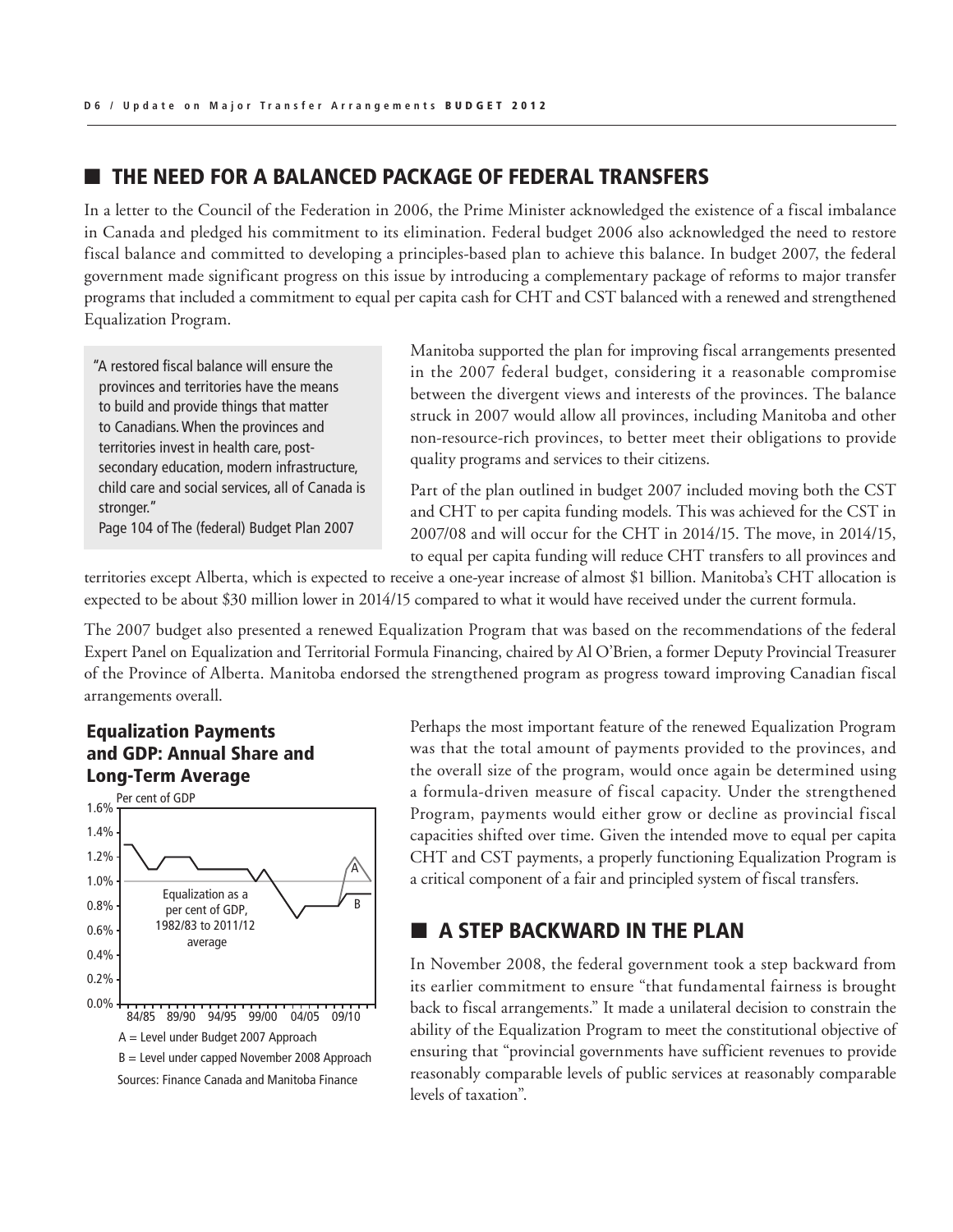## THE NEED FOR A BALANCED PACKAGE OF FEDERAL TRANSFERS

In a letter to the Council of the Federation in 2006, the Prime Minister acknowledged the existence of a fiscal imbalance in Canada and pledged his commitment to its elimination. Federal budget 2006 also acknowledged the need to restore fiscal balance and committed to developing a principles-based plan to achieve this balance. In budget 2007, the federal government made significant progress on this issue by introducing a complementary package of reforms to major transfer programs that included a commitment to equal per capita cash for CHT and CST balanced with a renewed and strengthened Equalization Program.

> "A restored fiscal balance will ensure the provinces and territories have the means to build and provide things that matter to Canadians. When the provinces and territories invest in health care, post-secondary education, modern infrastructure, child care and social services, all of Canada is stronger."
> Page 104 of The (federal) Budget Plan 2007

Manitoba supported the plan for improving fiscal arrangements presented in the 2007 federal budget, considering it a reasonable compromise between the divergent views and interests of the provinces. The balance struck in 2007 would allow all provinces, including Manitoba and other non-resource-rich provinces, to better meet their obligations to provide quality programs and services to their citizens.

Part of the plan outlined in budget 2007 included moving both the CST and CHT to per capita funding models. This was achieved for the CST in 2007/08 and will occur for the CHT in 2014/15. The move, in 2014/15, to equal per capita funding will reduce CHT transfers to all provinces and territories except Alberta, which is expected to receive a one-year increase of almost $1 billion. Manitoba's CHT allocation is expected to be about $30 million lower in 2014/15 compared to what it would have received under the current formula.

The 2007 budget also presented a renewed Equalization Program that was based on the recommendations of the federal Expert Panel on Equalization and Territorial Formula Financing, chaired by Al O'Brien, a former Deputy Provincial Treasurer of the Province of Alberta. Manitoba endorsed the strengthened program as progress toward improving Canadian fiscal arrangements overall.

**Equalization Payments and GDP: Annual Share and Long-Term Average**

A = Level under Budget 2007 Approach
B = Level under capped November 2008 Approach
Sources: Finance Canada and Manitoba Finance

Perhaps the most important feature of the renewed Equalization Program was that the total amount of payments provided to the provinces, and the overall size of the program, would once again be determined using a formula-driven measure of fiscal capacity. Under the strengthened Program, payments would either grow or decline as provincial fiscal capacities shifted over time. Given the intended move to equal per capita CHT and CST payments, a properly functioning Equalization Program is a critical component of a fair and principled system of fiscal transfers.

## A STEP BACKWARD IN THE PLAN

In November 2008, the federal government took a step backward from its earlier commitment to ensure "that fundamental fairness is brought back to fiscal arrangements." It made a unilateral decision to constrain the ability of the Equalization Program to meet the constitutional objective of ensuring that "provincial governments have sufficient revenues to provide reasonably comparable levels of public services at reasonably comparable levels of taxation".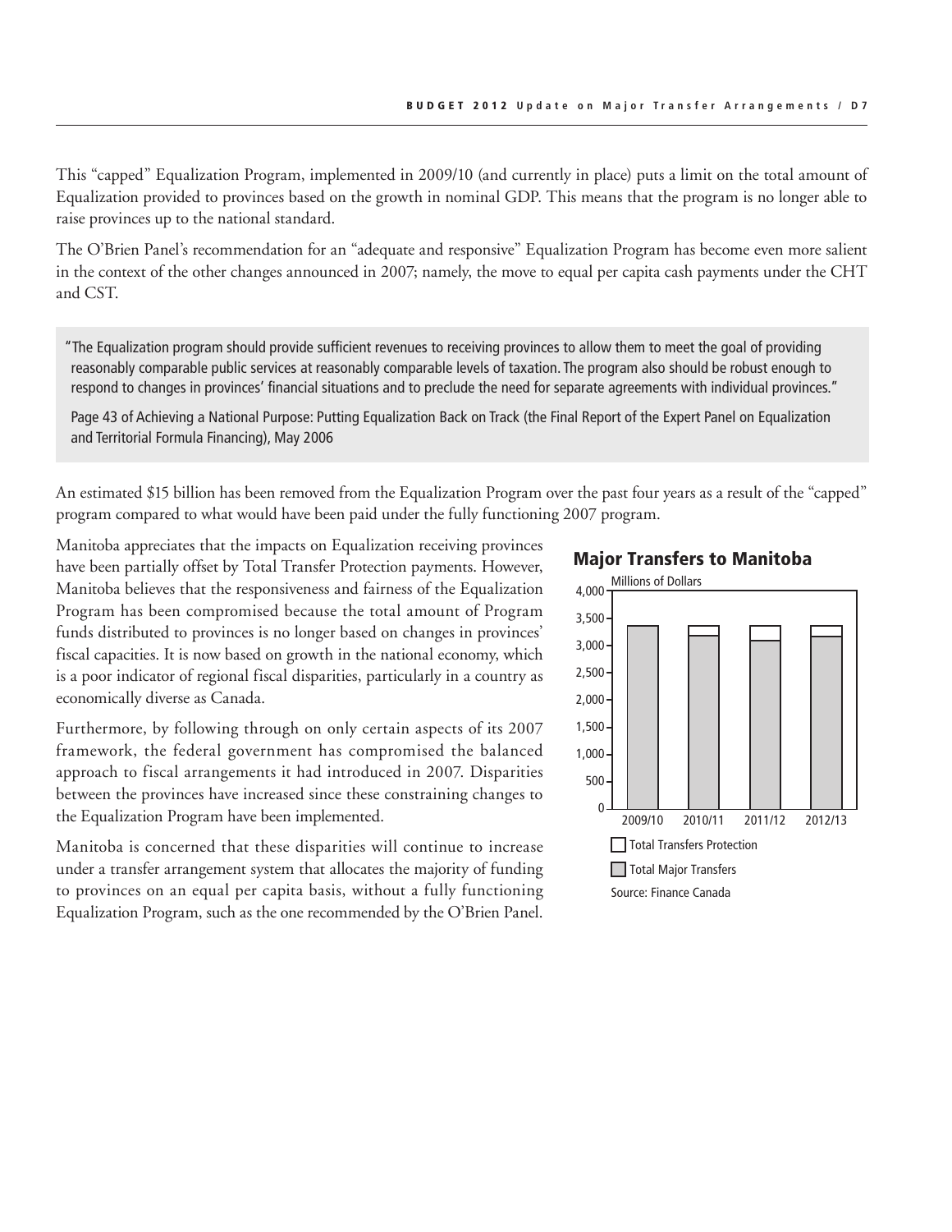This "capped" Equalization Program, implemented in 2009/10 (and currently in place) puts a limit on the total amount of Equalization provided to provinces based on the growth in nominal GDP. This means that the program is no longer able to raise provinces up to the national standard.

The O'Brien Panel's recommendation for an "adequate and responsive" Equalization Program has become even more salient in the context of the other changes announced in 2007; namely, the move to equal per capita cash payments under the CHT and CST.

> "The Equalization program should provide sufficient revenues to receiving provinces to allow them to meet the goal of providing reasonably comparable public services at reasonably comparable levels of taxation. The program also should be robust enough to respond to changes in provinces' financial situations and to preclude the need for separate agreements with individual provinces."
>
> Page 43 of Achieving a National Purpose: Putting Equalization Back on Track (the Final Report of the Expert Panel on Equalization and Territorial Formula Financing), May 2006

An estimated $15 billion has been removed from the Equalization Program over the past four years as a result of the "capped" program compared to what would have been paid under the fully functioning 2007 program.

Manitoba appreciates that the impacts on Equalization receiving provinces have been partially offset by Total Transfer Protection payments. However, Manitoba believes that the responsiveness and fairness of the Equalization Program has been compromised because the total amount of Program funds distributed to provinces is no longer based on changes in provinces' fiscal capacities. It is now based on growth in the national economy, which is a poor indicator of regional fiscal disparities, particularly in a country as economically diverse as Canada.

Furthermore, by following through on only certain aspects of its 2007 framework, the federal government has compromised the balanced approach to fiscal arrangements it had introduced in 2007. Disparities between the provinces have increased since these constraining changes to the Equalization Program have been implemented.

Manitoba is concerned that these disparities will continue to increase under a transfer arrangement system that allocates the majority of funding to provinces on an equal per capita basis, without a fully functioning Equalization Program, such as the one recommended by the O'Brien Panel.

### Major Transfers to Manitoba

Millions of Dollars

Total Transfers Protection

Total Major Transfers

Source: Finance Canada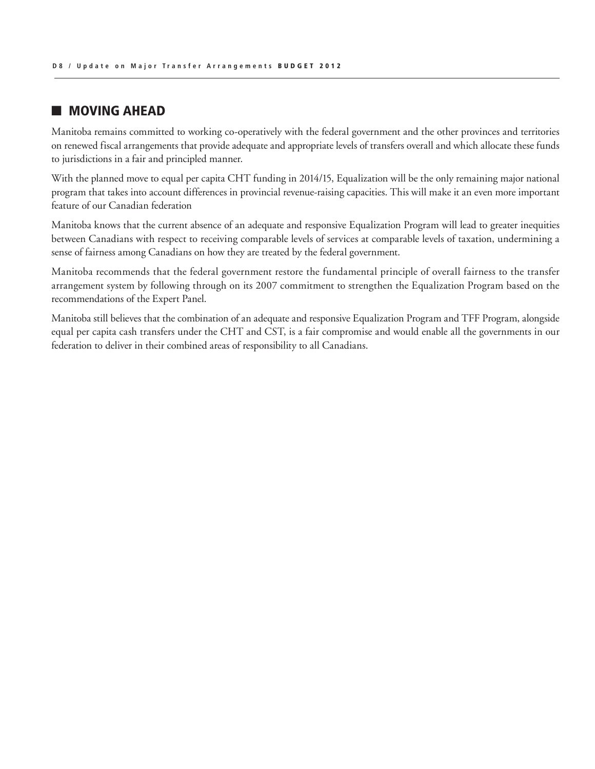## MOVING AHEAD

Manitoba remains committed to working co-operatively with the federal government and the other provinces and territories on renewed fiscal arrangements that provide adequate and appropriate levels of transfers overall and which allocate these funds to jurisdictions in a fair and principled manner.

With the planned move to equal per capita CHT funding in 2014/15, Equalization will be the only remaining major national program that takes into account differences in provincial revenue-raising capacities. This will make it an even more important feature of our Canadian federation

Manitoba knows that the current absence of an adequate and responsive Equalization Program will lead to greater inequities between Canadians with respect to receiving comparable levels of services at comparable levels of taxation, undermining a sense of fairness among Canadians on how they are treated by the federal government.

Manitoba recommends that the federal government restore the fundamental principle of overall fairness to the transfer arrangement system by following through on its 2007 commitment to strengthen the Equalization Program based on the recommendations of the Expert Panel.

Manitoba still believes that the combination of an adequate and responsive Equalization Program and TFF Program, alongside equal per capita cash transfers under the CHT and CST, is a fair compromise and would enable all the governments in our federation to deliver in their combined areas of responsibility to all Canadians.